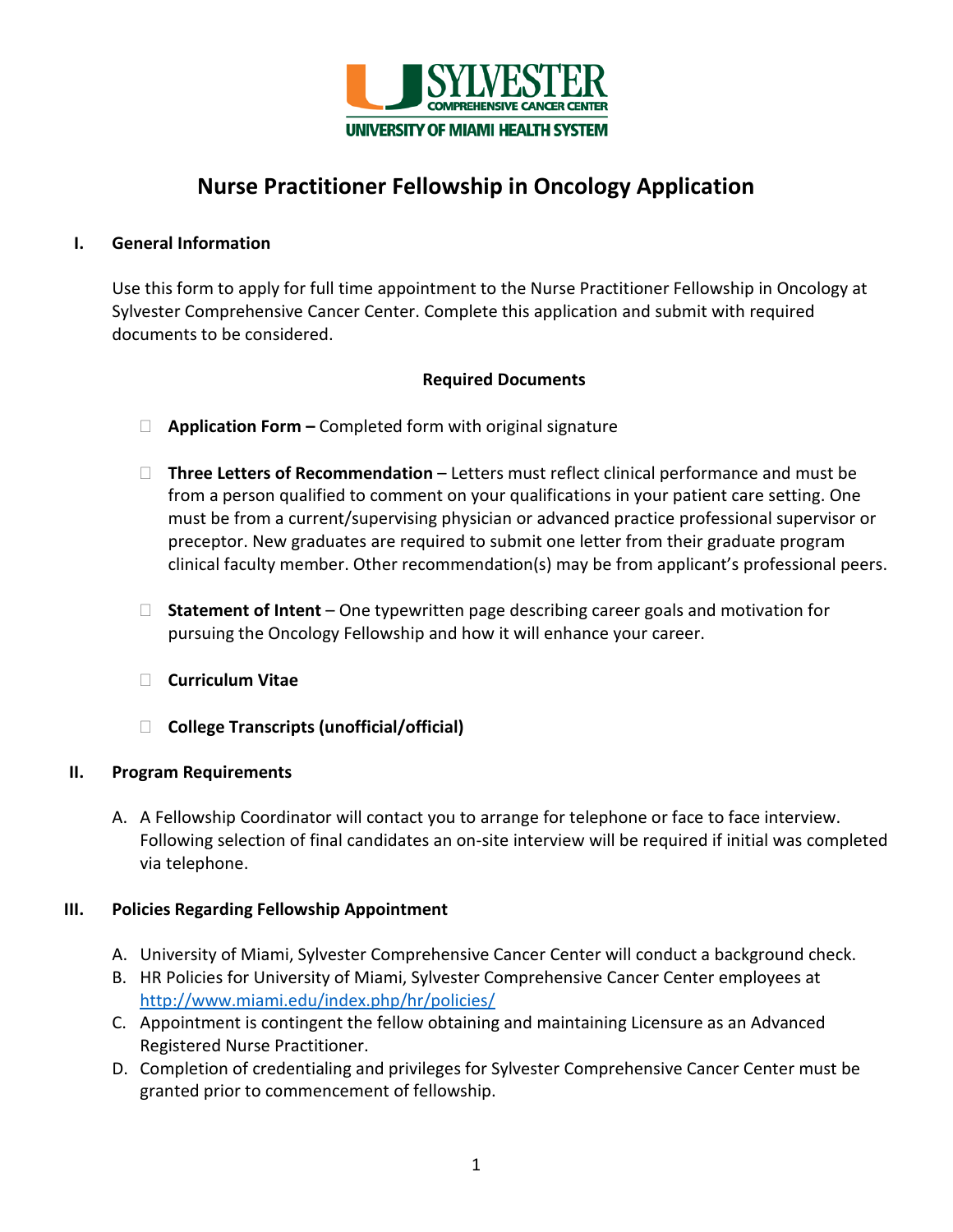SYLVESTER COMPREHENSIVE CANCER CENTER
UNIVERSITY OF MIAMI HEALTH SYSTEM

# Nurse Practitioner Fellowship in Oncology Application

## I. General Information

Use this form to apply for full time appointment to the Nurse Practitioner Fellowship in Oncology at Sylvester Comprehensive Cancer Center. Complete this application and submit with required documents to be considered.

**Required Documents**

- ☐ **Application Form –** Completed form with original signature
- ☐ **Three Letters of Recommendation** – Letters must reflect clinical performance and must be from a person qualified to comment on your qualifications in your patient care setting. One must be from a current/supervising physician or advanced practice professional supervisor or preceptor. New graduates are required to submit one letter from their graduate program clinical faculty member. Other recommendation(s) may be from applicant's professional peers.
- ☐ **Statement of Intent** – One typewritten page describing career goals and motivation for pursuing the Oncology Fellowship and how it will enhance your career.
- ☐ **Curriculum Vitae**
- ☐ **College Transcripts (unofficial/official)**

## II. Program Requirements

A. A Fellowship Coordinator will contact you to arrange for telephone or face to face interview. Following selection of final candidates an on-site interview will be required if initial was completed via telephone.

## III. Policies Regarding Fellowship Appointment

A. University of Miami, Sylvester Comprehensive Cancer Center will conduct a background check.
B. HR Policies for University of Miami, Sylvester Comprehensive Cancer Center employees at http://www.miami.edu/index.php/hr/policies/
C. Appointment is contingent the fellow obtaining and maintaining Licensure as an Advanced Registered Nurse Practitioner.
D. Completion of credentialing and privileges for Sylvester Comprehensive Cancer Center must be granted prior to commencement of fellowship.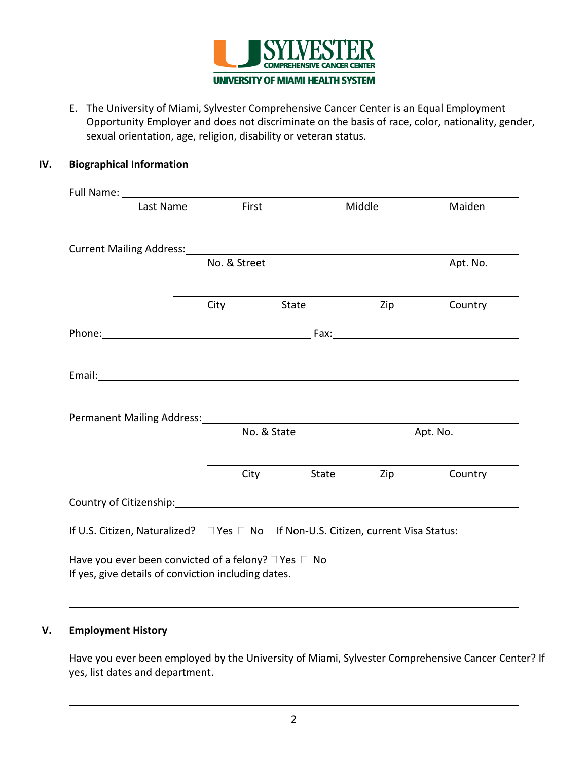E. The University of Miami, Sylvester Comprehensive Cancer Center is an Equal Employment Opportunity Employer and does not discriminate on the basis of race, color, nationality, gender, sexual orientation, age, religion, disability or veteran status.

## IV. Biographical Information

Full Name: ____________________________________________

Last Name First Middle Maiden

Current Mailing Address: ____________________________________________

No. & Street Apt. No.

____________________________________________

City State Zip Country

Phone: ______________________ Fax: ______________________

Email: ____________________________________________

Permanent Mailing Address: ____________________________________________

No. & State Apt. No.

____________________________________________

City State Zip Country

Country of Citizenship: ____________________________________________

If U.S. Citizen, Naturalized? ☐ Yes ☐ No If Non-U.S. Citizen, current Visa Status:

Have you ever been convicted of a felony? ☐ Yes ☐ No
If yes, give details of conviction including dates.

____________________________________________

## V. Employment History

Have you ever been employed by the University of Miami, Sylvester Comprehensive Cancer Center? If yes, list dates and department.

____________________________________________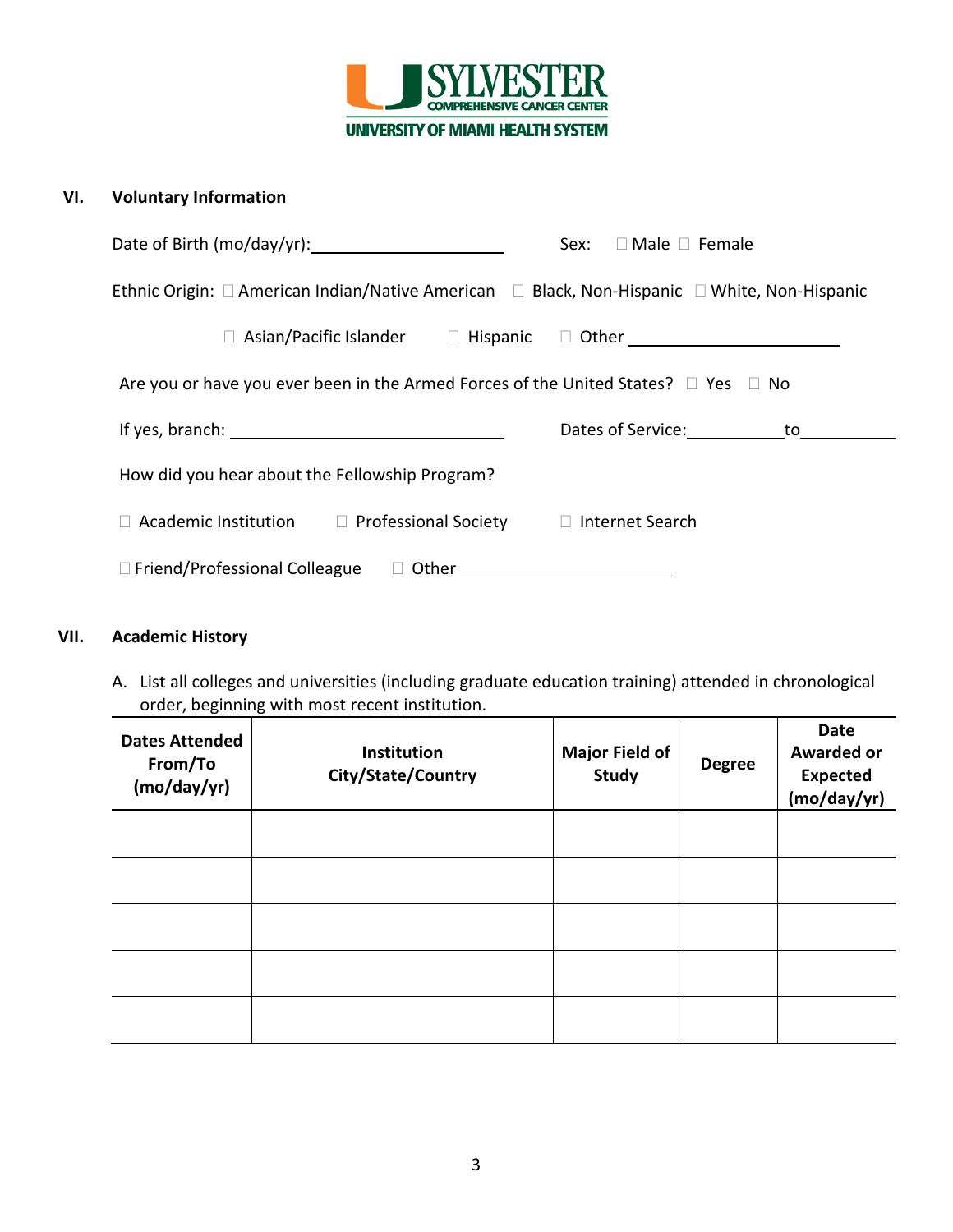SYLVESTER COMPREHENSIVE CANCER CENTER
UNIVERSITY OF MIAMI HEALTH SYSTEM

## VI. Voluntary Information

Date of Birth (mo/day/yr):____________________ Sex: ☐ Male ☐ Female

Ethnic Origin: ☐ American Indian/Native American ☐ Black, Non-Hispanic ☐ White, Non-Hispanic

☐ Asian/Pacific Islander ☐ Hispanic ☐ Other ______________________

Are you or have you ever been in the Armed Forces of the United States? ☐ Yes ☐ No

If yes, branch: ______________________________ Dates of Service:__________to__________

How did you hear about the Fellowship Program?

☐ Academic Institution ☐ Professional Society ☐ Internet Search

☐ Friend/Professional Colleague ☐ Other ______________________

## VII. Academic History

A. List all colleges and universities (including graduate education training) attended in chronological order, beginning with most recent institution.

| Dates Attended From/To (mo/day/yr) | Institution City/State/Country | Major Field of Study | Degree | Date Awarded or Expected (mo/day/yr) |
|---|---|---|---|---|
| | | | | |
| | | | | |
| | | | | |
| | | | | |
| | | | | |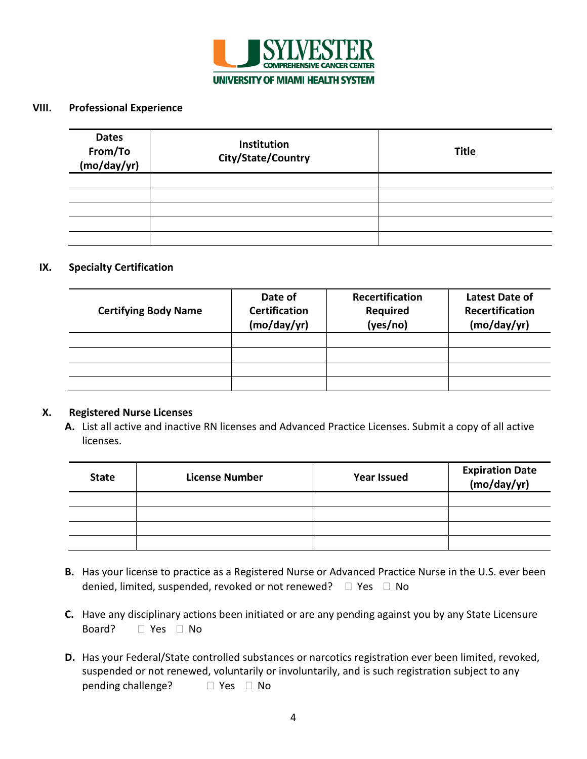## VIII. Professional Experience

| Dates From/To (mo/day/yr) | Institution City/State/Country | Title |
|---|---|---|
| | | |
| | | |
| | | |
| | | |
| | | |

## IX. Specialty Certification

| Certifying Body Name | Date of Certification (mo/day/yr) | Recertification Required (yes/no) | Latest Date of Recertification (mo/day/yr) |
|---|---|---|---|
| | | | |
| | | | |
| | | | |
| | | | |

## X. Registered Nurse Licenses

**A.** List all active and inactive RN licenses and Advanced Practice Licenses. Submit a copy of all active licenses.

| State | License Number | Year Issued | Expiration Date (mo/day/yr) |
|---|---|---|---|
| | | | |
| | | | |
| | | | |
| | | | |

**B.** Has your license to practice as a Registered Nurse or Advanced Practice Nurse in the U.S. ever been denied, limited, suspended, revoked or not renewed? ☐ Yes ☐ No

**C.** Have any disciplinary actions been initiated or are any pending against you by any State Licensure Board? ☐ Yes ☐ No

**D.** Has your Federal/State controlled substances or narcotics registration ever been limited, revoked, suspended or not renewed, voluntarily or involuntarily, and is such registration subject to any pending challenge? ☐ Yes ☐ No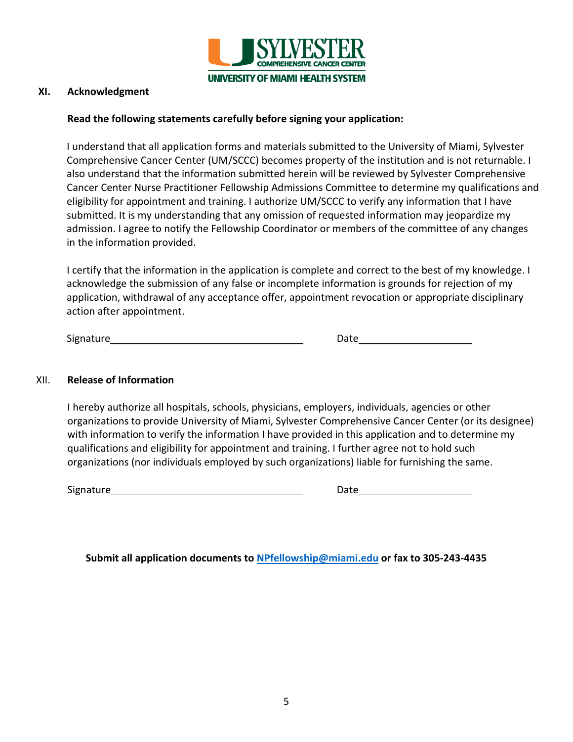## XI. Acknowledgment

**Read the following statements carefully before signing your application:**

I understand that all application forms and materials submitted to the University of Miami, Sylvester Comprehensive Cancer Center (UM/SCCC) becomes property of the institution and is not returnable. I also understand that the information submitted herein will be reviewed by Sylvester Comprehensive Cancer Center Nurse Practitioner Fellowship Admissions Committee to determine my qualifications and eligibility for appointment and training. I authorize UM/SCCC to verify any information that I have submitted. It is my understanding that any omission of requested information may jeopardize my admission. I agree to notify the Fellowship Coordinator or members of the committee of any changes in the information provided.

I certify that the information in the application is complete and correct to the best of my knowledge. I acknowledge the submission of any false or incomplete information is grounds for rejection of my application, withdrawal of any acceptance offer, appointment revocation or appropriate disciplinary action after appointment.

Signature\_\_\_\_\_\_\_\_\_\_\_\_\_\_\_\_\_\_\_\_\_\_\_\_\_\_\_\_\_\_ Date\_\_\_\_\_\_\_\_\_\_\_\_\_\_\_\_\_\_

## XII. Release of Information

I hereby authorize all hospitals, schools, physicians, employers, individuals, agencies or other organizations to provide University of Miami, Sylvester Comprehensive Cancer Center (or its designee) with information to verify the information I have provided in this application and to determine my qualifications and eligibility for appointment and training. I further agree not to hold such organizations (nor individuals employed by such organizations) liable for furnishing the same.

Signature\_\_\_\_\_\_\_\_\_\_\_\_\_\_\_\_\_\_\_\_\_\_\_\_\_\_\_\_\_\_ Date\_\_\_\_\_\_\_\_\_\_\_\_\_\_\_\_\_\_

**Submit all application documents to [NPfellowship@miami.edu](mailto:NPfellowship@miami.edu) or fax to 305-243-4435**